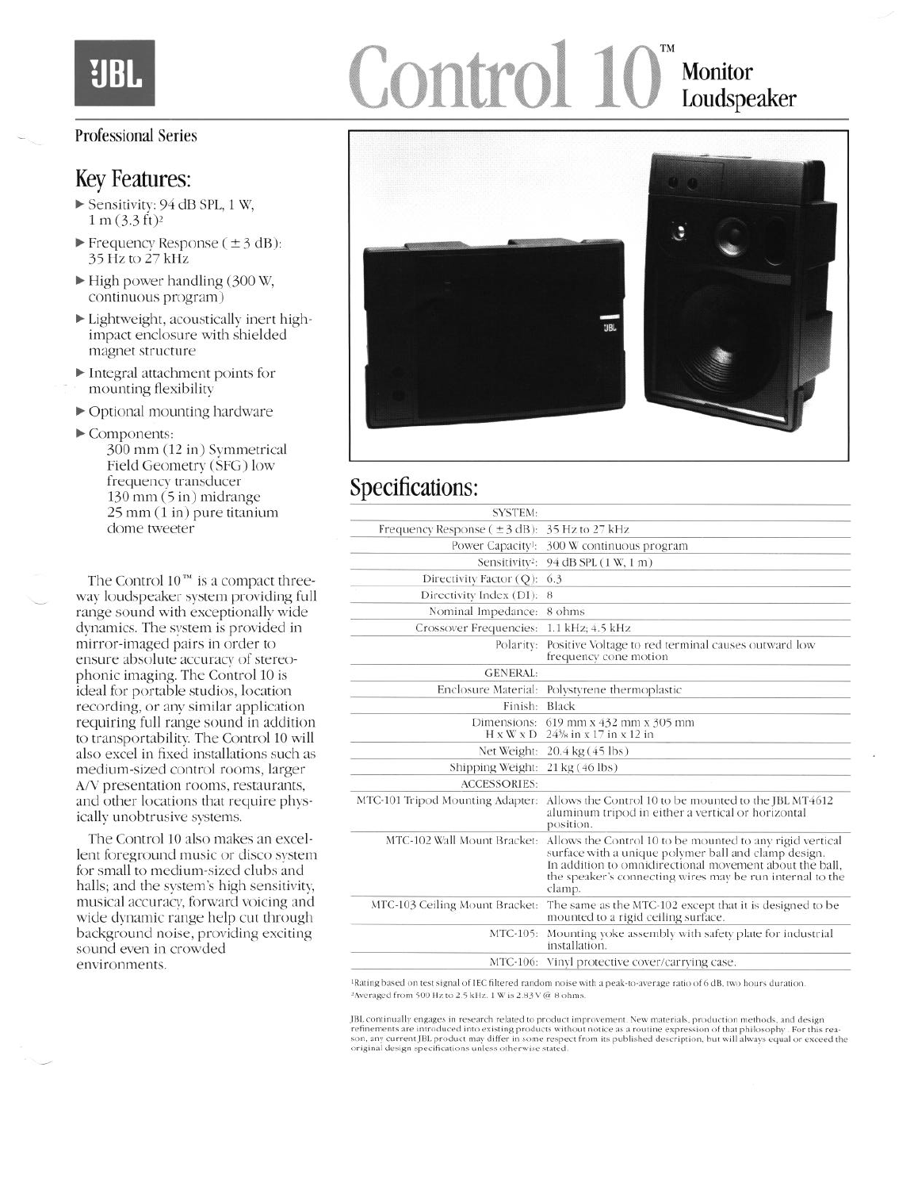JBL

# Control 10™ Monitor Loudspeaker

Professional Series

## Key Features:

- Sensitivity: 94 dB SPL, 1 W, 1 m (3.3 ft)[2]
- Frequency Response (± 3 dB): 35 Hz to 27 kHz
- High power handling (300 W, continuous program)
- Lightweight, acoustically inert high-impact enclosure with shielded magnet structure
- Integral attachment points for mounting flexibility
- Optional mounting hardware
- Components:
  300 mm (12 in) Symmetrical Field Geometry (SFG) low frequency transducer
  130 mm (5 in) midrange
  25 mm (1 in) pure titanium dome tweeter

The Control 10™ is a compact three-way loudspeaker system providing full range sound with exceptionally wide dynamics. The system is provided in mirror-imaged pairs in order to ensure absolute accuracy of stereophonic imaging. The Control 10 is ideal for portable studios, location recording, or any similar application requiring full range sound in addition to transportability. The Control 10 will also excel in fixed installations such as medium-sized control rooms, larger A/V presentation rooms, restaurants, and other locations that require physically unobtrusive systems.

The Control 10 also makes an excellent foreground music or disco system for small to medium-sized clubs and halls; and the system's high sensitivity, musical accuracy, forward voicing and wide dynamic range help cut through background noise, providing exciting sound even in crowded environments.

## Specifications:

| | |
|---|---|
| SYSTEM: | |
| Frequency Response (± 3 dB): | 35 Hz to 27 kHz |
| Power Capacity[1]: | 300 W continuous program |
| Sensitivity[2]: | 94 dB SPL (1 W, 1 m) |
| Directivity Factor (Q): | 6.3 |
| Directivity Index (DI): | 8 |
| Nominal Impedance: | 8 ohms |
| Crossover Frequencies: | 1.1 kHz; 4.5 kHz |
| Polarity: | Positive Voltage to red terminal causes outward low frequency cone motion |
| GENERAL: | |
| Enclosure Material: | Polystyrene thermoplastic |
| Finish: | Black |
| Dimensions: H x W x D | 619 mm x 432 mm x 305 mm 24⅜ in x 17 in x 12 in |
| Net Weight: | 20.4 kg (45 lbs) |
| Shipping Weight: | 21 kg (46 lbs) |
| ACCESSORIES: | |
| MTC-101 Tripod Mounting Adapter: | Allows the Control 10 to be mounted to the JBL MT4612 aluminum tripod in either a vertical or horizontal position. |
| MTC-102 Wall Mount Bracket: | Allows the Control 10 to be mounted to any rigid vertical surface with a unique polymer ball and clamp design. In addition to omnidirectional movement about the ball, the speaker's connecting wires may be run internal to the clamp. |
| MTC-103 Ceiling Mount Bracket: | The same as the MTC-102 except that it is designed to be mounted to a rigid ceiling surface. |
| MTC-105: | Mounting yoke assembly with safety plate for industrial installation. |
| MTC-106: | Vinyl protective cover/carrying case. |

[1]Rating based on test signal of IEC filtered random noise with a peak-to-average ratio of 6 dB, two hours duration.
[2]Averaged from 500 Hz to 2.5 kHz. 1 W is 2.83 V @ 8 ohms.

JBL continually engages in research related to product improvement. New materials, production methods, and design refinements are introduced into existing products without notice as a routine expression of that philosophy. For this reason, any current JBL product may differ in some respect from its published description, but will always equal or exceed the original design specifications unless otherwise stated.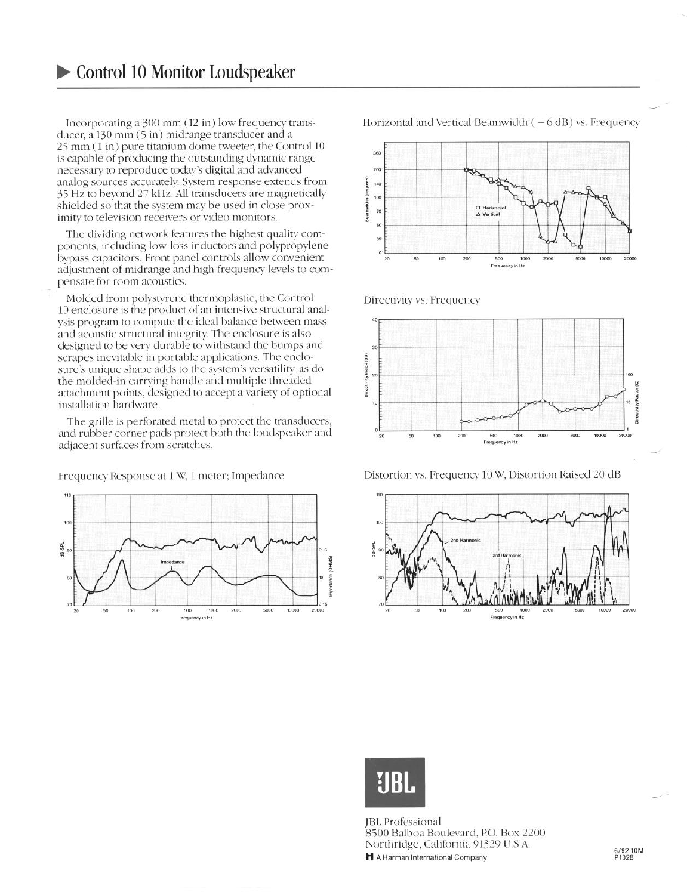# ▶ Control 10 Monitor Loudspeaker

Incorporating a 300 mm (12 in) low frequency transducer, a 130 mm (5 in) midrange transducer and a 25 mm (1 in) pure titanium dome tweeter, the Control 10 is capable of producing the outstanding dynamic range necessary to reproduce today's digital and advanced analog sources accurately. System response extends from 35 Hz to beyond 27 kHz. All transducers are magnetically shielded so that the system may be used in close proximity to television receivers or video monitors.

The dividing network features the highest quality components, including low-loss inductors and polypropylene bypass capacitors. Front panel controls allow convenient adjustment of midrange and high frequency levels to compensate for room acoustics.

Molded from polystyrene thermoplastic, the Control 10 enclosure is the product of an intensive structural analysis program to compute the ideal balance between mass and acoustic structural integrity. The enclosure is also designed to be very durable to withstand the bumps and scrapes inevitable in portable applications. The enclosure's unique shape adds to the system's versatility, as do the molded-in carrying handle and multiple threaded attachment points, designed to accept a variety of optional installation hardware.

The grille is perforated metal to protect the transducers, and rubber corner pads protect both the loudspeaker and adjacent surfaces from scratches.

Frequency Response at 1 W, 1 meter; Impedance

dB SPL
110
100
90
80
70
Impedance
Impedance (OHMS)
31.6
10
3.16
20 50 100 200 500 1000 2000 5000 10000 20000
Frequency in Hz

Horizontal and Vertical Beamwidth (−6 dB) vs. Frequency

Beamwidth (degrees)
360
200
140
100
70
50
35
0
□ Horizontal
△ Vertical
20 50 100 200 500 1000 2000 5000 10000 20000
Frequency in Hz

Directivity vs. Frequency

Directivity Index (dB)
40
30
20
10
0
Directivity Factor (Q)
100
10
1
20 50 100 200 500 1000 2000 5000 10000 20000
Frequency in Hz

Distortion vs. Frequency 10 W, Distortion Raised 20 dB

dB SPL
110
100
90
80
70
2nd Harmonic
3rd Harmonic
20 50 100 200 500 1000 2000 5000 10000 20000
Frequency in Hz

JBL

JBL Professional
8500 Balboa Boulevard, P.O. Box 2200
Northridge, California 91329 U.S.A.
A Harman International Company

6/92 10M
P1028